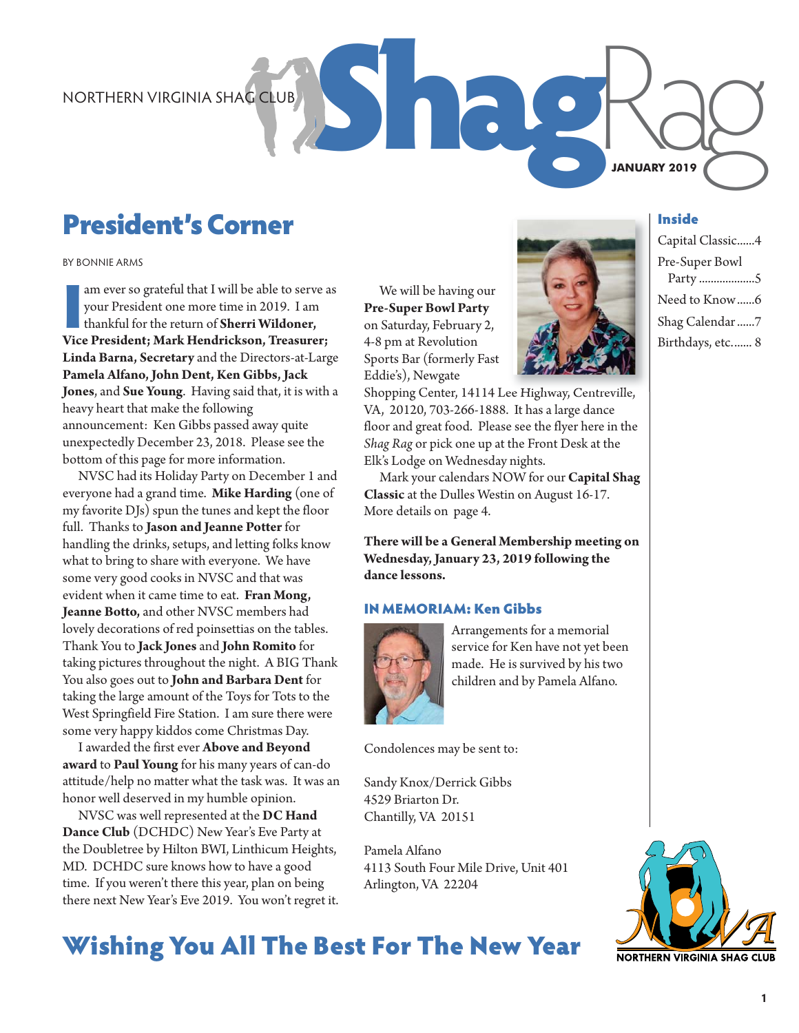NORTHERN VIRGINIA SHAG CLUB

# ShagRag

**JANUARY 2019**

## President's Corner

BY BONNIE ARMS

I am ever so grateful that I will be able to serve as your President one more time in 2019. I am thankful for the return of **Sherri Wildoner, Vice President; Mark Hendrickson, Treasurer; Linda Barna, Secretary** and the Directors-at-Large **Pamela Alfano, John Dent, Ken Gibbs, Jack Jones**, and **Sue Young**. Having said that, it is with a heavy heart that make the following announcement: Ken Gibbs passed away quite unexpectedly December 23, 2018. Please see the bottom of this page for more information.

NVSC had its Holiday Party on December 1 and everyone had a grand time. **Mike Harding** (one of my favorite DJs) spun the tunes and kept the floor full. Thanks to **Jason and Jeanne Potter** for handling the drinks, setups, and letting folks know what to bring to share with everyone. We have some very good cooks in NVSC and that was evident when it came time to eat. **Fran Mong, Jeanne Botto,** and other NVSC members had lovely decorations of red poinsettias on the tables. Thank You to **Jack Jones** and **John Romito** for taking pictures throughout the night. A BIG Thank You also goes out to **John and Barbara Dent** for taking the large amount of the Toys for Tots to the West Springfield Fire Station. I am sure there were some very happy kiddos come Christmas Day.

I awarded the first ever **Above and Beyond award** to **Paul Young** for his many years of can-do attitude/help no matter what the task was. It was an honor well deserved in my humble opinion.

NVSC was well represented at the **DC Hand Dance Club** (DCHDC) New Year's Eve Party at the Doubletree by Hilton BWI, Linthicum Heights, MD. DCHDC sure knows how to have a good time. If you weren't there this year, plan on being there next New Year's Eve 2019. You won't regret it.

We will be having our **Pre-Super Bowl Party** on Saturday, February 2, 4-8 pm at Revolution Sports Bar (formerly Fast Eddie's), Newgate Shopping Center, 14114 Lee Highway, Centreville, VA, 20120, 703-266-1888. It has a large dance floor and great food. Please see the flyer here in the *Shag Rag* or pick one up at the Front Desk at the Elk's Lodge on Wednesday nights.

Mark your calendars NOW for our **Capital Shag Classic** at the Dulles Westin on August 16-17. More details on page 4.

**There will be a General Membership meeting on Wednesday, January 23, 2019 following the dance lessons.**

### IN MEMORIAM: Ken Gibbs

Arrangements for a memorial service for Ken have not yet been made. He is survived by his two children and by Pamela Alfano.

Condolences may be sent to:

Sandy Knox/Derrick Gibbs
4529 Briarton Dr.
Chantilly, VA 20151

Pamela Alfano
4113 South Four Mile Drive, Unit 401
Arlington, VA 22204

### Inside

- Capital Classic......4
- Pre-Super Bowl Party ..................5
- Need to Know......6
- Shag Calendar......7
- Birthdays, etc....... 8

NORTHERN VIRGINIA SHAG CLUB

## Wishing You All The Best For The New Year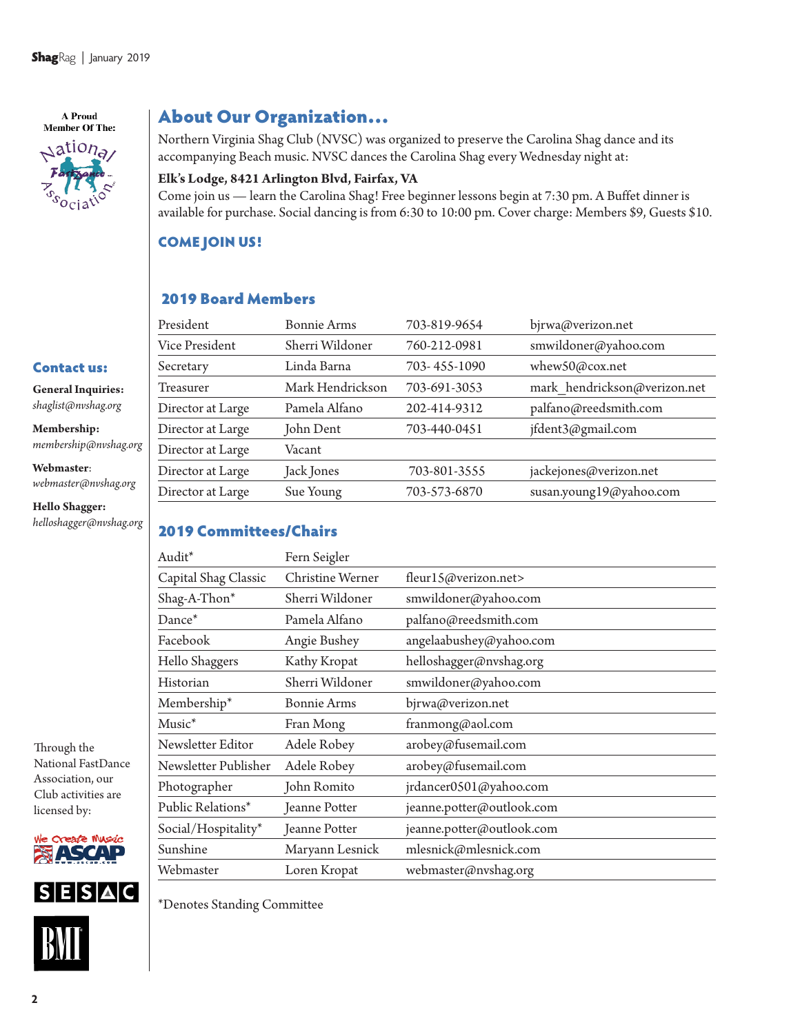A Proud Member Of The: National FastDance Association

## About Our Organization…

Northern Virginia Shag Club (NVSC) was organized to preserve the Carolina Shag dance and its accompanying Beach music. NVSC dances the Carolina Shag every Wednesday night at:

**Elk's Lodge, 8421 Arlington Blvd, Fairfax, VA**

Come join us — learn the Carolina Shag! Free beginner lessons begin at 7:30 pm. A Buffet dinner is available for purchase. Social dancing is from 6:30 to 10:00 pm. Cover charge: Members $9, Guests $10.

### COME JOIN US!

## 2019 Board Members

| | | | |
|---|---|---|---|
| President | Bonnie Arms | 703-819-9654 | bjrwa@verizon.net |
| Vice President | Sherri Wildoner | 760-212-0981 | smwildoner@yahoo.com |
| Secretary | Linda Barna | 703- 455-1090 | whew50@cox.net |
| Treasurer | Mark Hendrickson | 703-691-3053 | mark_hendrickson@verizon.net |
| Director at Large | Pamela Alfano | 202-414-9312 | palfano@reedsmith.com |
| Director at Large | John Dent | 703-440-0451 | jfdent3@gmail.com |
| Director at Large | Vacant | | |
| Director at Large | Jack Jones | 703-801-3555 | jackejones@verizon.net |
| Director at Large | Sue Young | 703-573-6870 | susan.young19@yahoo.com |

## 2019 Committees/Chairs

| | | |
|---|---|---|
| Audit* | Fern Seigler | |
| Capital Shag Classic | Christine Werner | fleur15@verizon.net> |
| Shag-A-Thon* | Sherri Wildoner | smwildoner@yahoo.com |
| Dance* | Pamela Alfano | palfano@reedsmith.com |
| Facebook | Angie Bushey | angelaabushey@yahoo.com |
| Hello Shaggers | Kathy Kropat | helloshagger@nvshag.org |
| Historian | Sherri Wildoner | smwildoner@yahoo.com |
| Membership* | Bonnie Arms | bjrwa@verizon.net |
| Music* | Fran Mong | franmong@aol.com |
| Newsletter Editor | Adele Robey | arobey@fusemail.com |
| Newsletter Publisher | Adele Robey | arobey@fusemail.com |
| Photographer | John Romito | jrdancer0501@yahoo.com |
| Public Relations* | Jeanne Potter | jeanne.potter@outlook.com |
| Social/Hospitality* | Jeanne Potter | jeanne.potter@outlook.com |
| Sunshine | Maryann Lesnick | mlesnick@mlesnick.com |
| Webmaster | Loren Kropat | webmaster@nvshag.org |

*Denotes Standing Committee

## Contact us:

**General Inquiries:**
*shaglist@nvshag.org*

**Membership:**
*membership@nvshag.org*

**Webmaster**:
*webmaster@nvshag.org*

**Hello Shagger:**
*helloshagger@nvshag.org*

Through the National FastDance Association, our Club activities are licensed by: ASCAP, SESAC, BMI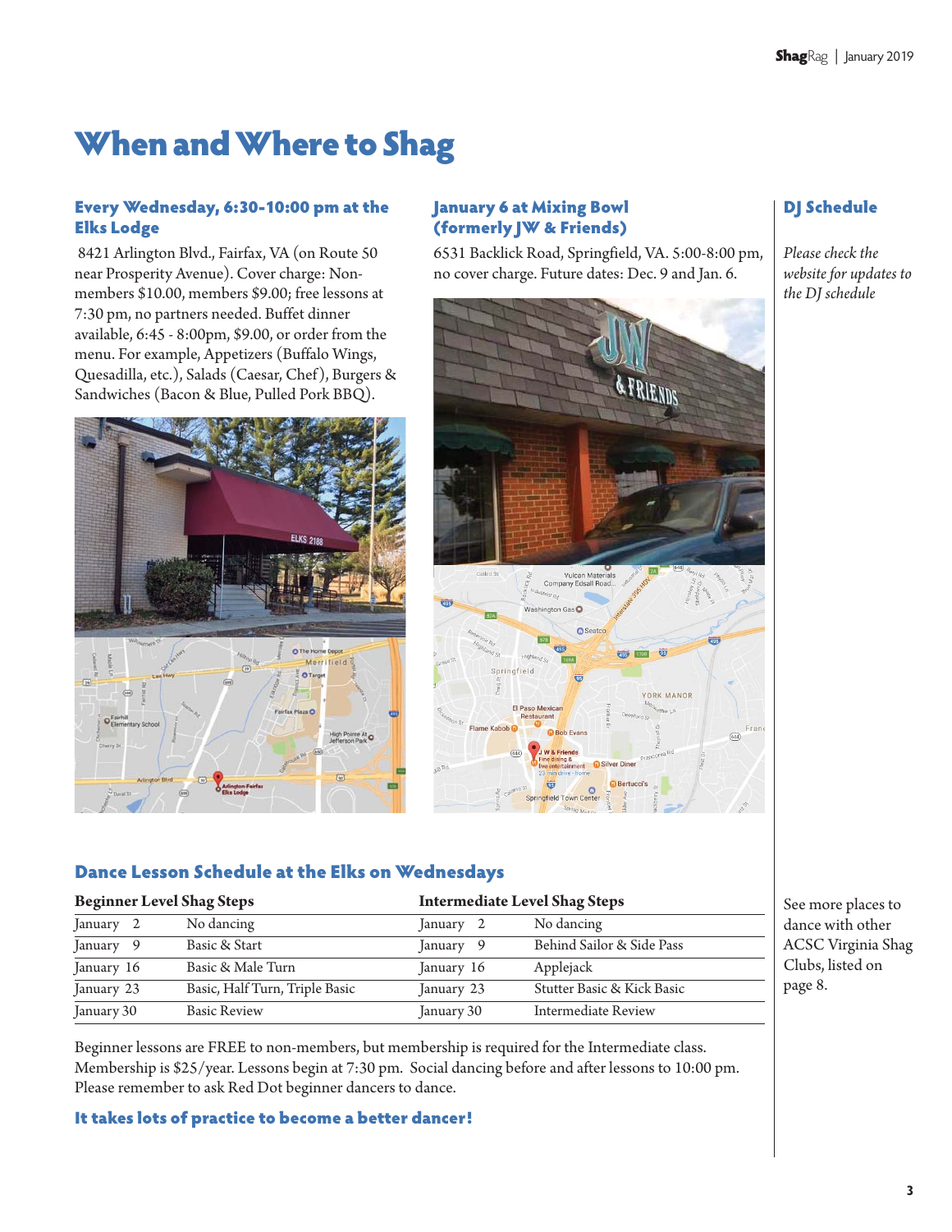# When and Where to Shag

### Every Wednesday, 6:30-10:00 pm at the Elks Lodge

8421 Arlington Blvd., Fairfax, VA (on Route 50 near Prosperity Avenue). Cover charge: Non-members $10.00, members $9.00; free lessons at 7:30 pm, no partners needed. Buffet dinner available, 6:45 - 8:00pm, $9.00, or order from the menu. For example, Appetizers (Buffalo Wings, Quesadilla, etc.), Salads (Caesar, Chef), Burgers & Sandwiches (Bacon & Blue, Pulled Pork BBQ).

### January 6 at Mixing Bowl (formerly JW & Friends)

6531 Backlick Road, Springfield, VA. 5:00-8:00 pm, no cover charge. Future dates: Dec. 9 and Jan. 6.

### DJ Schedule

*Please check the website for updates to the DJ schedule*

### Dance Lesson Schedule at the Elks on Wednesdays

| Beginner Level Shag Steps | | Intermediate Level Shag Steps | |
|---|---|---|---|
| January 2 | No dancing | January 2 | No dancing |
| January 9 | Basic & Start | January 9 | Behind Sailor & Side Pass |
| January 16 | Basic & Male Turn | January 16 | Applejack |
| January 23 | Basic, Half Turn, Triple Basic | January 23 | Stutter Basic & Kick Basic |
| January 30 | Basic Review | January 30 | Intermediate Review |

Beginner lessons are FREE to non-members, but membership is required for the Intermediate class. Membership is $25/year. Lessons begin at 7:30 pm. Social dancing before and after lessons to 10:00 pm. Please remember to ask Red Dot beginner dancers to dance.

**It takes lots of practice to become a better dancer!**

See more places to dance with other ACSC Virginia Shag Clubs, listed on page 8.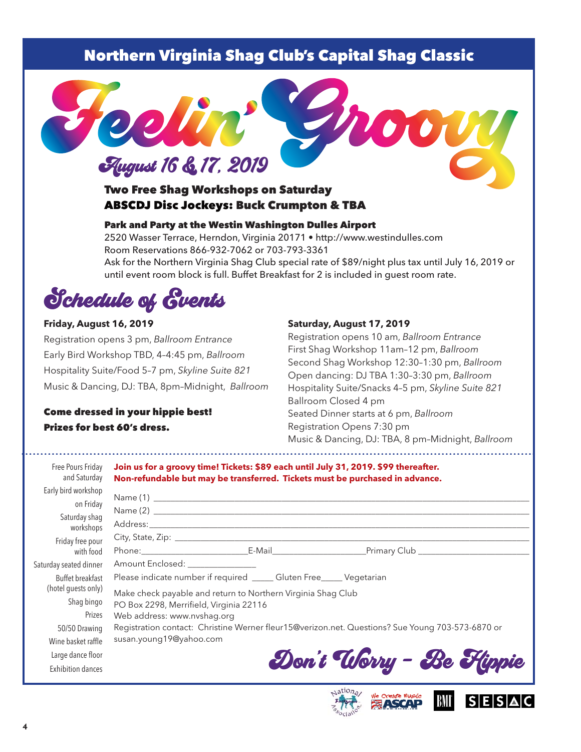# Northern Virginia Shag Club's Capital Shag Classic

# Feelin' Groovy

## August 16 & 17, 2019

**Two Free Shag Workshops on Saturday**
**ABSCDJ Disc Jockeys: Buck Crumpton & TBA**

**Park and Party at the Westin Washington Dulles Airport**
2520 Wasser Terrace, Herndon, Virginia 20171 • http://www.westindulles.com
Room Reservations 866-932-7062 or 703-793-3361
Ask for the Northern Virginia Shag Club special rate of $89/night plus tax until July 16, 2019 or until event room block is full. Buffet Breakfast for 2 is included in guest room rate.

## Schedule of Events

**Friday, August 16, 2019**

Registration opens 3 pm, *Ballroom Entrance*
Early Bird Workshop TBD, 4–4:45 pm, *Ballroom*
Hospitality Suite/Food 5–7 pm, *Skyline Suite 821*
Music & Dancing, DJ: TBA, 8pm–Midnight, *Ballroom*

**Come dressed in your hippie best!**
**Prizes for best 60's dress.**

**Saturday, August 17, 2019**

Registration opens 10 am, *Ballroom Entrance*
First Shag Workshop 11am–12 pm, *Ballroom*
Second Shag Workshop 12:30–1:30 pm, *Ballroom*
Open dancing: DJ TBA 1:30–3:30 pm, *Ballroom*
Hospitality Suite/Snacks 4–5 pm, *Skyline Suite 821*
Ballroom Closed 4 pm
Seated Dinner starts at 6 pm, *Ballroom*
Registration Opens 7:30 pm
Music & Dancing, DJ: TBA, 8 pm–Midnight, *Ballroom*

---

Free Pours Friday and Saturday
Early bird workshop on Friday
Saturday shag workshops
Friday free pour with food
Saturday seated dinner
Buffet breakfast (hotel guests only)
Shag bingo
Prizes
50/50 Drawing
Wine basket raffle
Large dance floor
Exhibition dances

**Join us for a groovy time! Tickets: $89 each until July 31, 2019. $99 thereafter.**
**Non-refundable but may be transferred. Tickets must be purchased in advance.**

Name (1) ____________________
Name (2) ____________________
Address: ____________________
City, State, Zip: ____________________
Phone: ____________ E-Mail ____________ Primary Club ____________
Amount Enclosed: ____________
Please indicate number if required _____ Gluten Free_____ Vegetarian

Make check payable and return to Northern Virginia Shag Club
PO Box 2298, Merrifield, Virginia 22116
Web address: www.nvshag.org
Registration contact: Christine Werner fleur15@verizon.net. Questions? Sue Young 703-573-6870 or susan.young19@yahoo.com

**Don't Worry – Be Hippie**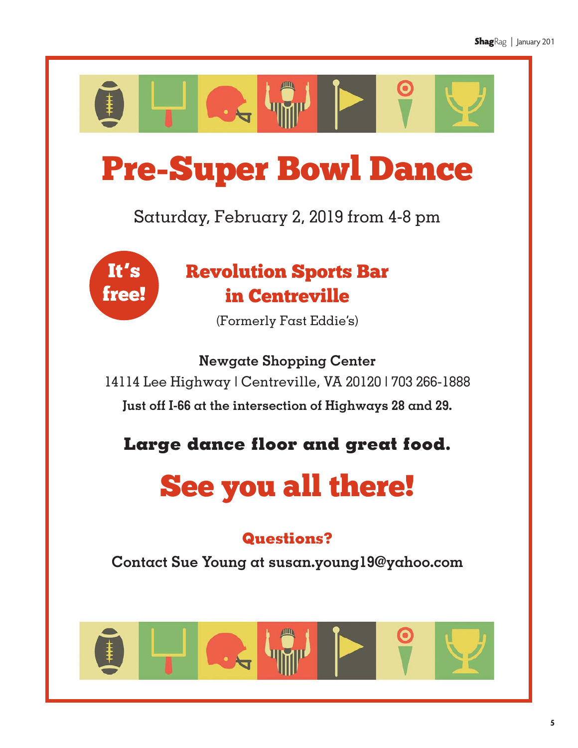# Pre-Super Bowl Dance

Saturday, February 2, 2019 from 4-8 pm

**It's free!**

## Revolution Sports Bar in Centreville

(Formerly Fast Eddie's)

**Newgate Shopping Center**

14114 Lee Highway | Centreville, VA 20120 | 703 266-1888

**Just off I-66 at the intersection of Highways 28 and 29.**

**Large dance floor and great food.**

## See you all there!

### Questions?

**Contact Sue Young at susan.young19@yahoo.com**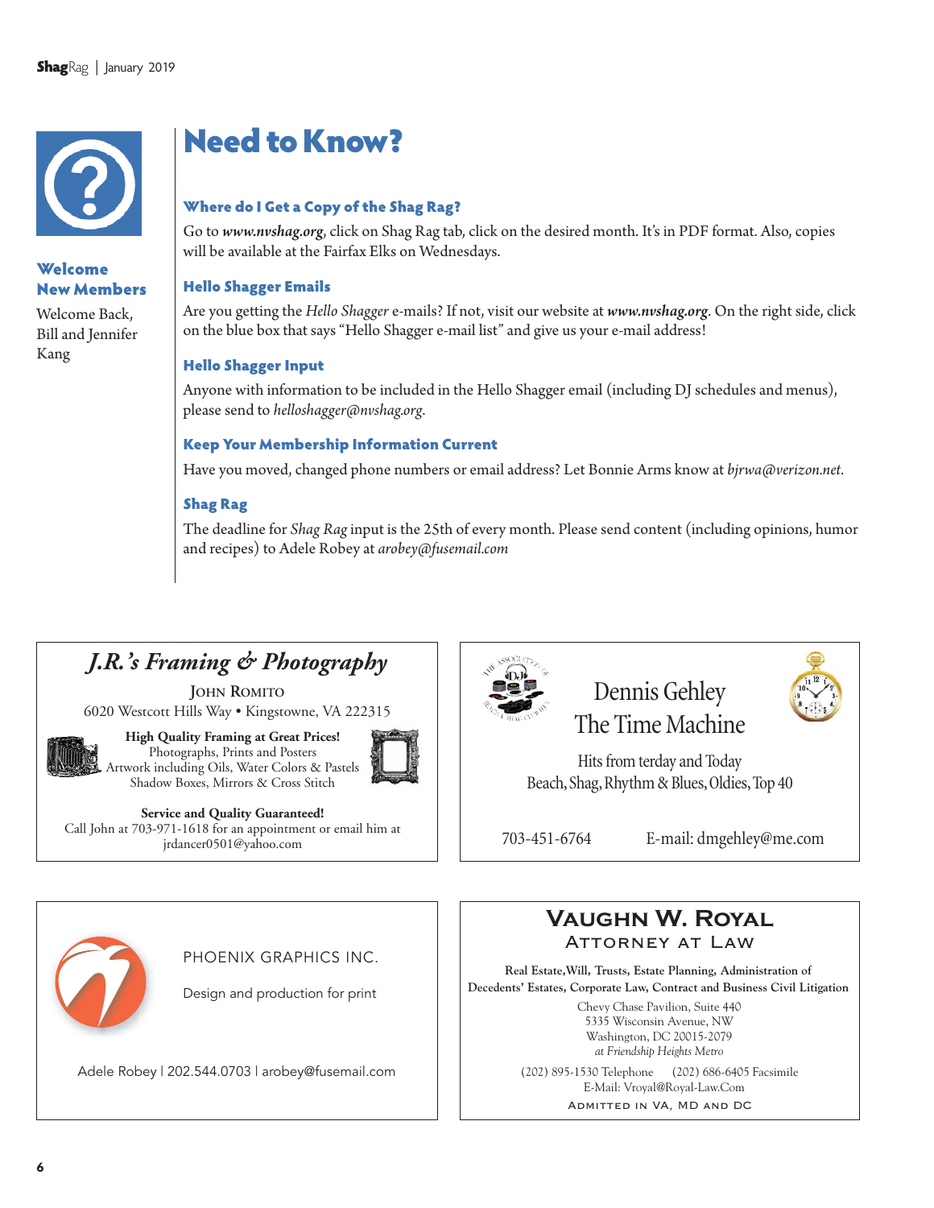## Welcome New Members

Welcome Back, Bill and Jennifer Kang

# Need to Know?

### Where do I Get a Copy of the Shag Rag?

Go to ***www.nvshag.org***, click on Shag Rag tab, click on the desired month. It's in PDF format. Also, copies will be available at the Fairfax Elks on Wednesdays.

### Hello Shagger Emails

Are you getting the *Hello Shagger* e-mails? If not, visit our website at ***www.nvshag.org***. On the right side, click on the blue box that says "Hello Shagger e-mail list" and give us your e-mail address!

### Hello Shagger Input

Anyone with information to be included in the Hello Shagger email (including DJ schedules and menus), please send to *helloshagger@nvshag.org*.

### Keep Your Membership Information Current

Have you moved, changed phone numbers or email address? Let Bonnie Arms know at *bjrwa@verizon.net*.

### Shag Rag

The deadline for *Shag Rag* input is the 25th of every month. Please send content (including opinions, humor and recipes) to Adele Robey at *arobey@fusemail.com*

---

***J.R.'s Framing & Photography***

John Romito
6020 Westcott Hills Way • Kingstowne, VA 222315

**High Quality Framing at Great Prices!**
Photographs, Prints and Posters
Artwork including Oils, Water Colors & Pastels
Shadow Boxes, Mirrors & Cross Stitch

**Service and Quality Guaranteed!**
Call John at 703-971-1618 for an appointment or email him at jrdancer0501@yahoo.com

---

The Associated DJs of Beach & Shag Music

Dennis Gehley
The Time Machine

Hits from terday and Today
Beach, Shag, Rhythm & Blues, Oldies, Top 40

703-451-6764 E-mail: dmgehley@me.com

---

PHOENIX GRAPHICS INC.

Design and production for print

Adele Robey | 202.544.0703 | arobey@fusemail.com

---

**Vaughn W. Royal**
Attorney at Law

**Real Estate, Will, Trusts, Estate Planning, Administration of Decedents' Estates, Corporate Law, Contract and Business Civil Litigation**

Chevy Chase Pavilion, Suite 440
5335 Wisconsin Avenue, NW
Washington, DC 20015-2079
*at Friendship Heights Metro*

(202) 895-1530 Telephone (202) 686-6405 Facsimile
E-Mail: Vroyal@Royal-Law.Com
Admitted in VA, MD and DC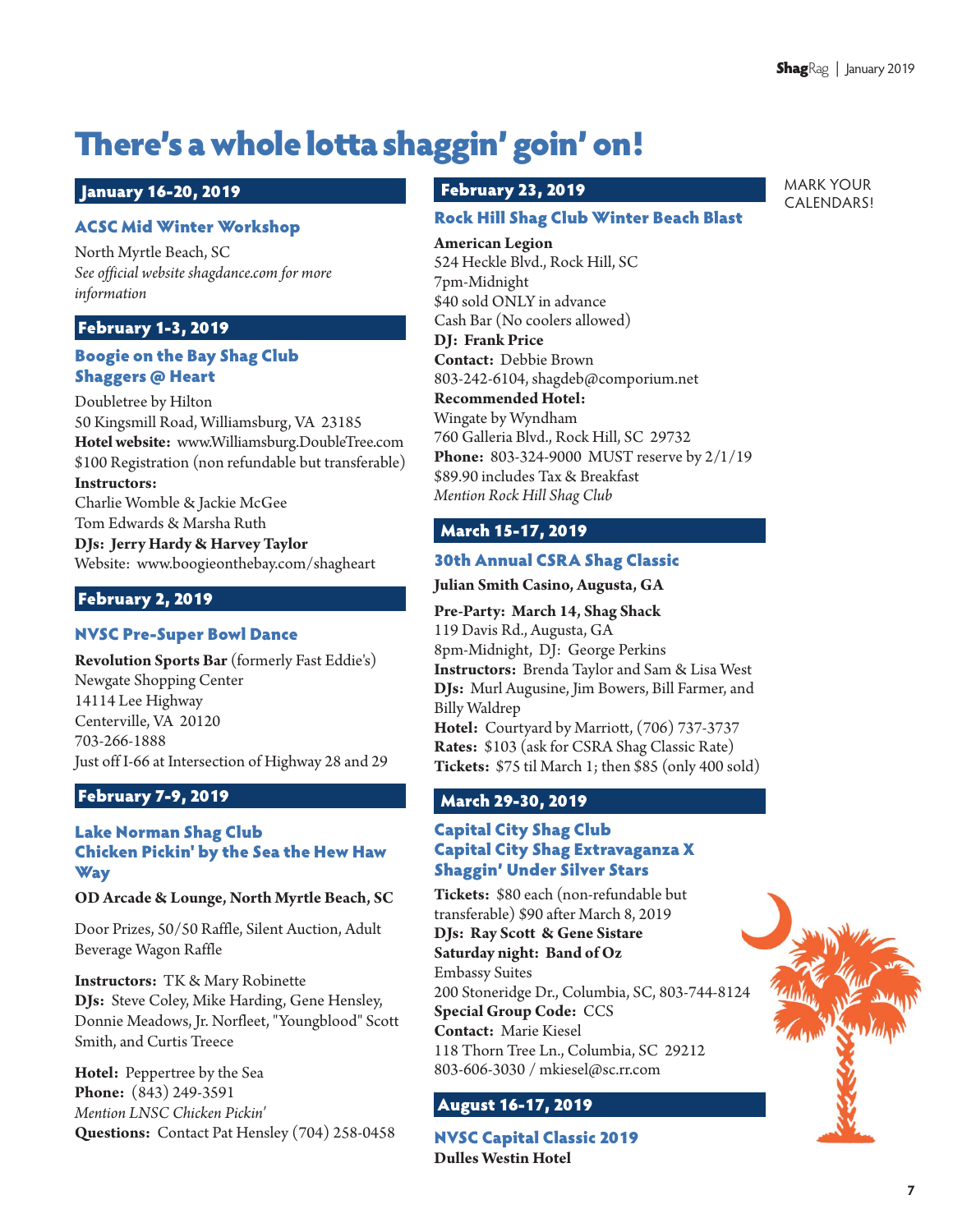# There's a whole lotta shaggin' goin' on!

MARK YOUR CALENDARS!

## January 16-20, 2019

### ACSC Mid Winter Workshop

North Myrtle Beach, SC
*See official website shagdance.com for more information*

## February 1-3, 2019

### Boogie on the Bay Shag Club Shaggers @ Heart

Doubletree by Hilton
50 Kingsmill Road, Williamsburg, VA 23185
**Hotel website:** www.Williamsburg.DoubleTree.com
$100 Registration (non refundable but transferable)
**Instructors:**
Charlie Womble & Jackie McGee
Tom Edwards & Marsha Ruth
**DJs: Jerry Hardy & Harvey Taylor**
Website: www.boogieonthebay.com/shagheart

## February 2, 2019

### NVSC Pre-Super Bowl Dance

**Revolution Sports Bar** (formerly Fast Eddie's)
Newgate Shopping Center
14114 Lee Highway
Centerville, VA 20120
703-266-1888
Just off I-66 at Intersection of Highway 28 and 29

## February 7-9, 2019

### Lake Norman Shag Club Chicken Pickin' by the Sea the Hew Haw Way

**OD Arcade & Lounge, North Myrtle Beach, SC**

Door Prizes, 50/50 Raffle, Silent Auction, Adult Beverage Wagon Raffle

**Instructors:** TK & Mary Robinette
**DJs:** Steve Coley, Mike Harding, Gene Hensley, Donnie Meadows, Jr. Norfleet, "Youngblood" Scott Smith, and Curtis Treece

**Hotel:** Peppertree by the Sea
**Phone:** (843) 249-3591
*Mention LNSC Chicken Pickin'*
**Questions:** Contact Pat Hensley (704) 258-0458

## February 23, 2019

### Rock Hill Shag Club Winter Beach Blast

**American Legion**
524 Heckle Blvd., Rock Hill, SC
7pm-Midnight
$40 sold ONLY in advance
Cash Bar (No coolers allowed)
**DJ: Frank Price**
**Contact:** Debbie Brown
803-242-6104, shagdeb@comporium.net
**Recommended Hotel:**
Wingate by Wyndham
760 Galleria Blvd., Rock Hill, SC 29732
**Phone:** 803-324-9000 MUST reserve by 2/1/19
$89.90 includes Tax & Breakfast
*Mention Rock Hill Shag Club*

## March 15-17, 2019

### 30th Annual CSRA Shag Classic

**Julian Smith Casino, Augusta, GA**

**Pre-Party: March 14, Shag Shack**
119 Davis Rd., Augusta, GA
8pm-Midnight, DJ: George Perkins
**Instructors:** Brenda Taylor and Sam & Lisa West
**DJs:** Murl Augusine, Jim Bowers, Bill Farmer, and Billy Waldrep
**Hotel:** Courtyard by Marriott, (706) 737-3737
**Rates:** $103 (ask for CSRA Shag Classic Rate)
**Tickets:** $75 til March 1; then $85 (only 400 sold)

## March 29-30, 2019

### Capital City Shag Club Capital City Shag Extravaganza X Shaggin' Under Silver Stars

**Tickets:** $80 each (non-refundable but transferable) $90 after March 8, 2019
**DJs: Ray Scott & Gene Sistare**
**Saturday night: Band of Oz**
Embassy Suites
200 Stoneridge Dr., Columbia, SC, 803-744-8124
**Special Group Code:** CCS
**Contact:** Marie Kiesel
118 Thorn Tree Ln., Columbia, SC 29212
803-606-3030 / mkiesel@sc.rr.com

## August 16-17, 2019

### NVSC Capital Classic 2019

**Dulles Westin Hotel**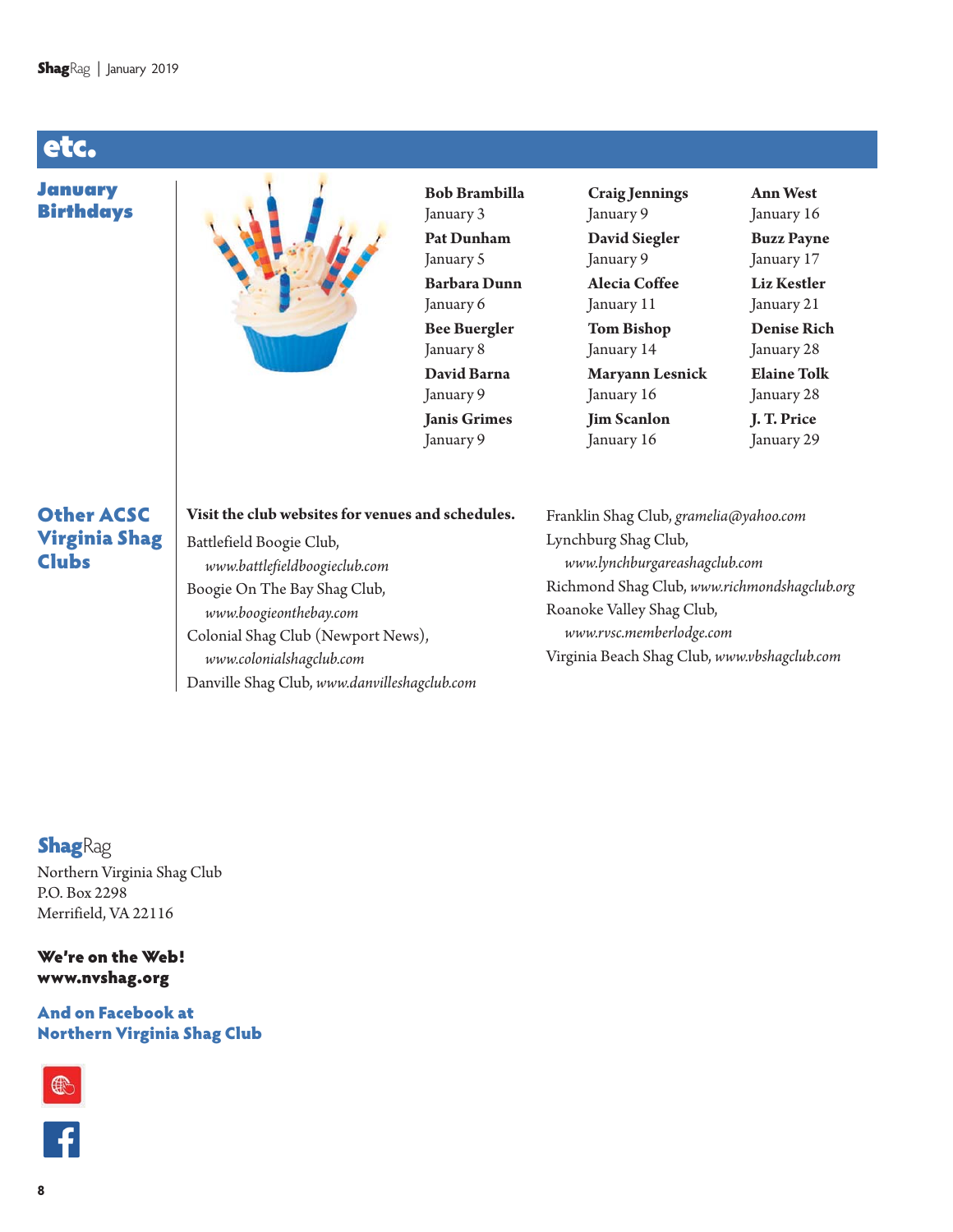# etc.

## January Birthdays

**Bob Brambilla**
January 3

**Pat Dunham**
January 5

**Barbara Dunn**
January 6

**Bee Buergler**
January 8

**David Barna**
January 9

**Janis Grimes**
January 9

**Craig Jennings**
January 9

**David Siegler**
January 9

**Alecia Coffee**
January 11

**Tom Bishop**
January 14

**Maryann Lesnick**
January 16

**Jim Scanlon**
January 16

**Ann West**
January 16

**Buzz Payne**
January 17

**Liz Kestler**
January 21

**Denise Rich**
January 28

**Elaine Tolk**
January 28

**J. T. Price**
January 29

## Other ACSC Virginia Shag Clubs

**Visit the club websites for venues and schedules.**

Battlefield Boogie Club, *www.battlefieldboogieclub.com*

Boogie On The Bay Shag Club, *www.boogieonthebay.com*

Colonial Shag Club (Newport News), *www.colonialshagclub.com*

Danville Shag Club, *www.danvilleshagclub.com*

Franklin Shag Club, *gramelia@yahoo.com*

Lynchburg Shag Club, *www.lynchburgareashagclub.com*

Richmond Shag Club, *www.richmondshagclub.org*

Roanoke Valley Shag Club, *www.rvsc.memberlodge.com*

Virginia Beach Shag Club, *www.vbshagclub.com*

**ShagRag**
Northern Virginia Shag Club
P.O. Box 2298
Merrifield, VA 22116

**We're on the Web!**
**www.nvshag.org**

**And on Facebook at**
**Northern Virginia Shag Club**